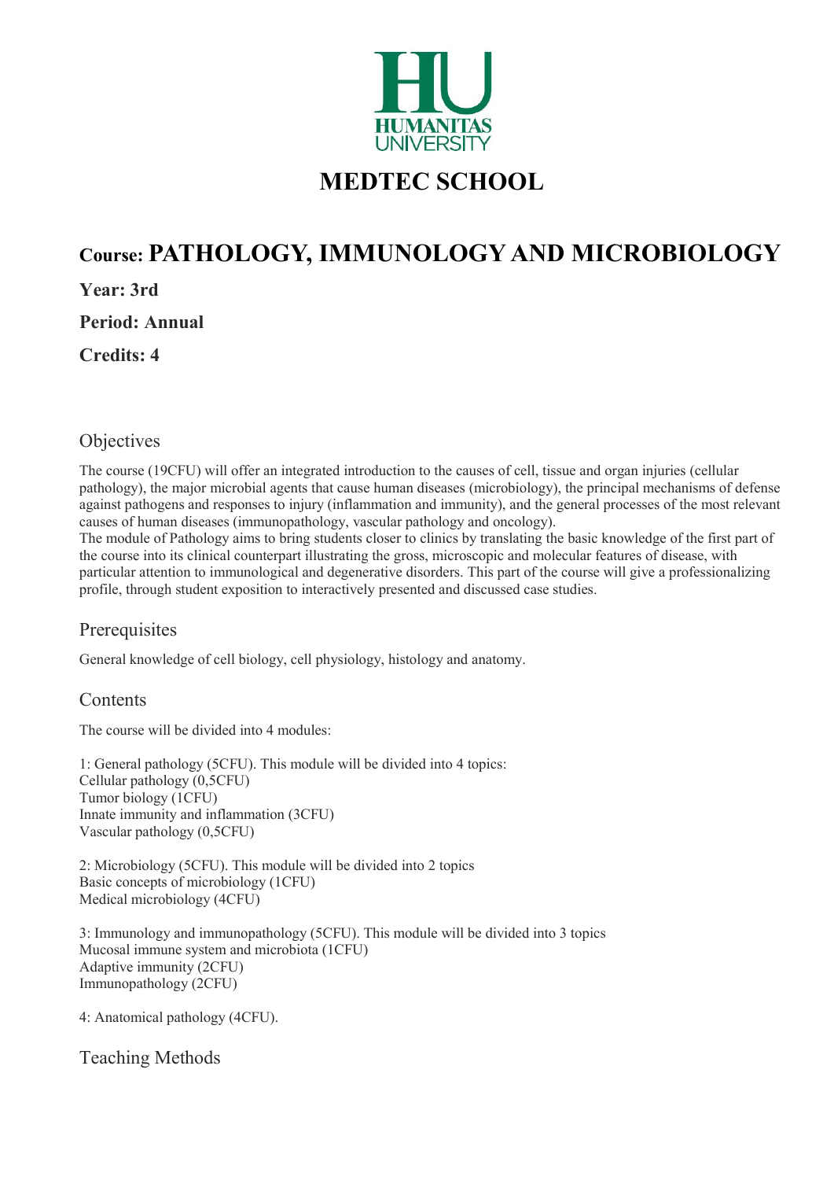HUMANITAS UNIVERSITY

# MEDTEC SCHOOL

## Course: PATHOLOGY, IMMUNOLOGY AND MICROBIOLOGY

**Year: 3rd**

**Period: Annual**

**Credits: 4**

### Objectives

The course (19CFU) will offer an integrated introduction to the causes of cell, tissue and organ injuries (cellular pathology), the major microbial agents that cause human diseases (microbiology), the principal mechanisms of defense against pathogens and responses to injury (inflammation and immunity), and the general processes of the most relevant causes of human diseases (immunopathology, vascular pathology and oncology).
The module of Pathology aims to bring students closer to clinics by translating the basic knowledge of the first part of the course into its clinical counterpart illustrating the gross, microscopic and molecular features of disease, with particular attention to immunological and degenerative disorders. This part of the course will give a professionalizing profile, through student exposition to interactively presented and discussed case studies.

### Prerequisites

General knowledge of cell biology, cell physiology, histology and anatomy.

### Contents

The course will be divided into 4 modules:

1: General pathology (5CFU). This module will be divided into 4 topics:
Cellular pathology (0,5CFU)
Tumor biology (1CFU)
Innate immunity and inflammation (3CFU)
Vascular pathology (0,5CFU)

2: Microbiology (5CFU). This module will be divided into 2 topics
Basic concepts of microbiology (1CFU)
Medical microbiology (4CFU)

3: Immunology and immunopathology (5CFU). This module will be divided into 3 topics
Mucosal immune system and microbiota (1CFU)
Adaptive immunity (2CFU)
Immunopathology (2CFU)

4: Anatomical pathology (4CFU).

### Teaching Methods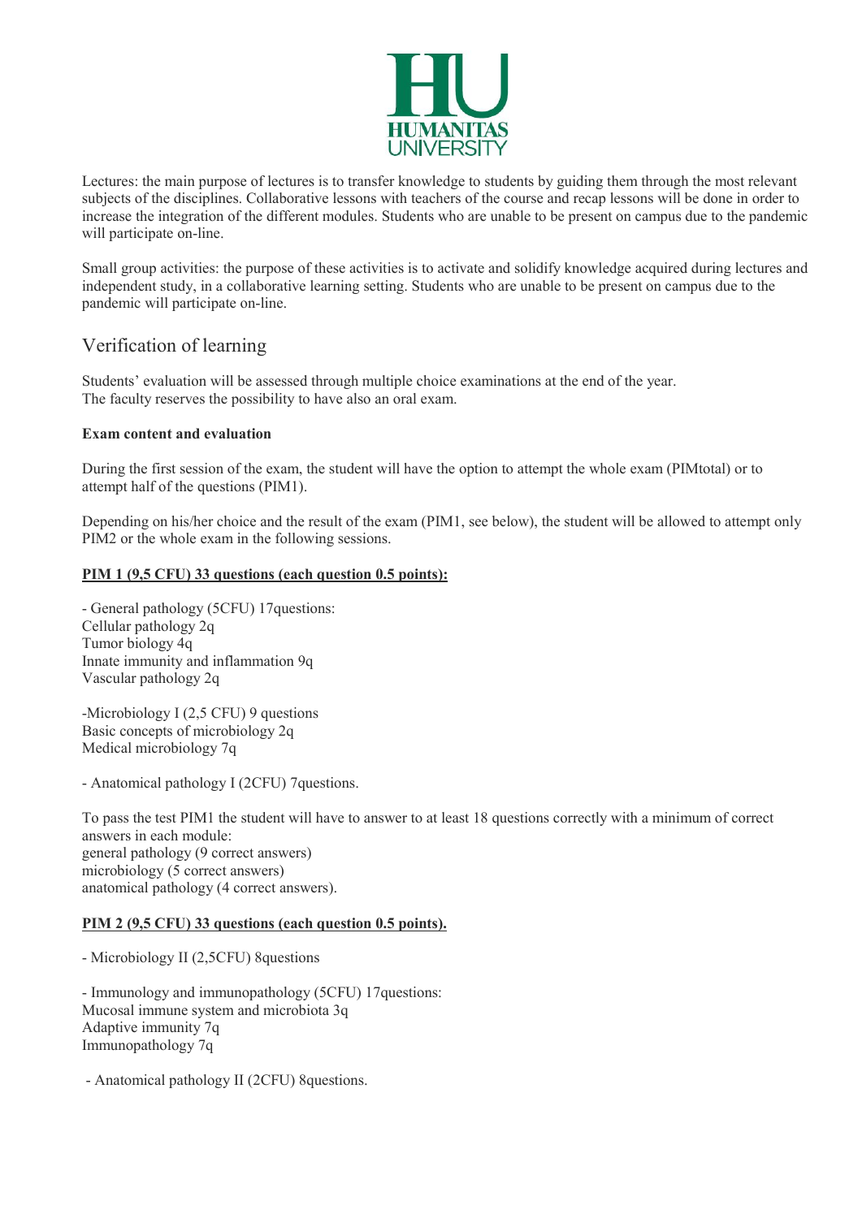Lectures: the main purpose of lectures is to transfer knowledge to students by guiding them through the most relevant subjects of the disciplines. Collaborative lessons with teachers of the course and recap lessons will be done in order to increase the integration of the different modules. Students who are unable to be present on campus due to the pandemic will participate on-line.

Small group activities: the purpose of these activities is to activate and solidify knowledge acquired during lectures and independent study, in a collaborative learning setting. Students who are unable to be present on campus due to the pandemic will participate on-line.

## Verification of learning

Students' evaluation will be assessed through multiple choice examinations at the end of the year.
The faculty reserves the possibility to have also an oral exam.

**Exam content and evaluation**

During the first session of the exam, the student will have the option to attempt the whole exam (PIMtotal) or to attempt half of the questions (PIM1).

Depending on his/her choice and the result of the exam (PIM1, see below), the student will be allowed to attempt only PIM2 or the whole exam in the following sessions.

**PIM 1 (9,5 CFU) 33 questions (each question 0.5 points):**

- General pathology (5CFU) 17questions:
Cellular pathology 2q
Tumor biology 4q
Innate immunity and inflammation 9q
Vascular pathology 2q

-Microbiology I (2,5 CFU) 9 questions
Basic concepts of microbiology 2q
Medical microbiology 7q

- Anatomical pathology I (2CFU) 7questions.

To pass the test PIM1 the student will have to answer to at least 18 questions correctly with a minimum of correct answers in each module:
general pathology (9 correct answers)
microbiology (5 correct answers)
anatomical pathology (4 correct answers).

**PIM 2 (9,5 CFU) 33 questions (each question 0.5 points).**

- Microbiology II (2,5CFU) 8questions

- Immunology and immunopathology (5CFU) 17questions:
Mucosal immune system and microbiota 3q
Adaptive immunity 7q
Immunopathology 7q

- Anatomical pathology II (2CFU) 8questions.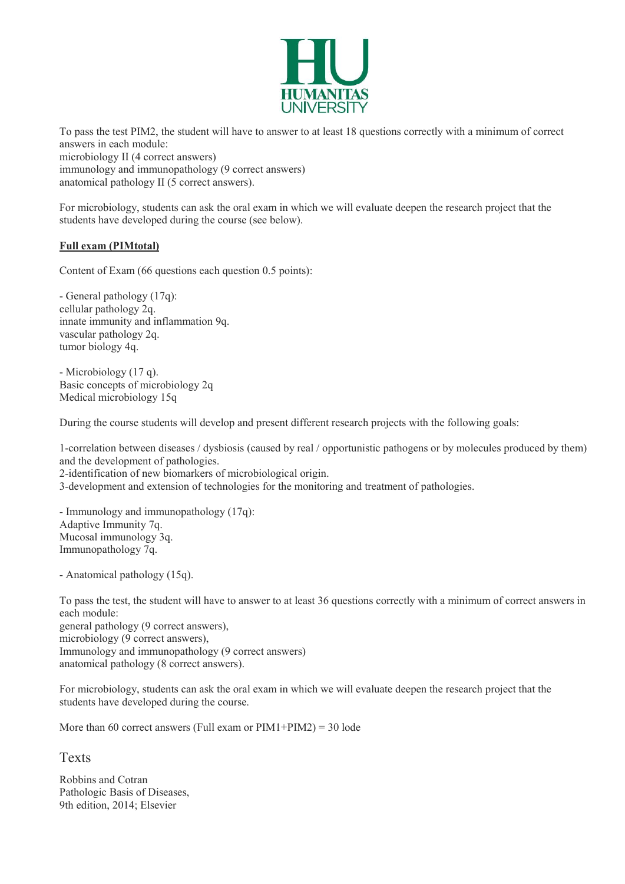To pass the test PIM2, the student will have to answer to at least 18 questions correctly with a minimum of correct answers in each module:
microbiology II (4 correct answers)
immunology and immunopathology (9 correct answers)
anatomical pathology II (5 correct answers).

For microbiology, students can ask the oral exam in which we will evaluate deepen the research project that the students have developed during the course (see below).

**Full exam (PIMtotal)**

Content of Exam (66 questions each question 0.5 points):

- General pathology (17q):
cellular pathology 2q.
innate immunity and inflammation 9q.
vascular pathology 2q.
tumor biology 4q.

- Microbiology (17 q).
Basic concepts of microbiology 2q
Medical microbiology 15q

During the course students will develop and present different research projects with the following goals:

1-correlation between diseases / dysbiosis (caused by real / opportunistic pathogens or by molecules produced by them) and the development of pathologies.
2-identification of new biomarkers of microbiological origin.
3-development and extension of technologies for the monitoring and treatment of pathologies.

- Immunology and immunopathology (17q):
Adaptive Immunity 7q.
Mucosal immunology 3q.
Immunopathology 7q.

- Anatomical pathology (15q).

To pass the test, the student will have to answer to at least 36 questions correctly with a minimum of correct answers in each module:
general pathology (9 correct answers),
microbiology (9 correct answers),
Immunology and immunopathology (9 correct answers)
anatomical pathology (8 correct answers).

For microbiology, students can ask the oral exam in which we will evaluate deepen the research project that the students have developed during the course.

More than 60 correct answers (Full exam or PIM1+PIM2) = 30 lode

## Texts

Robbins and Cotran
Pathologic Basis of Diseases,
9th edition, 2014; Elsevier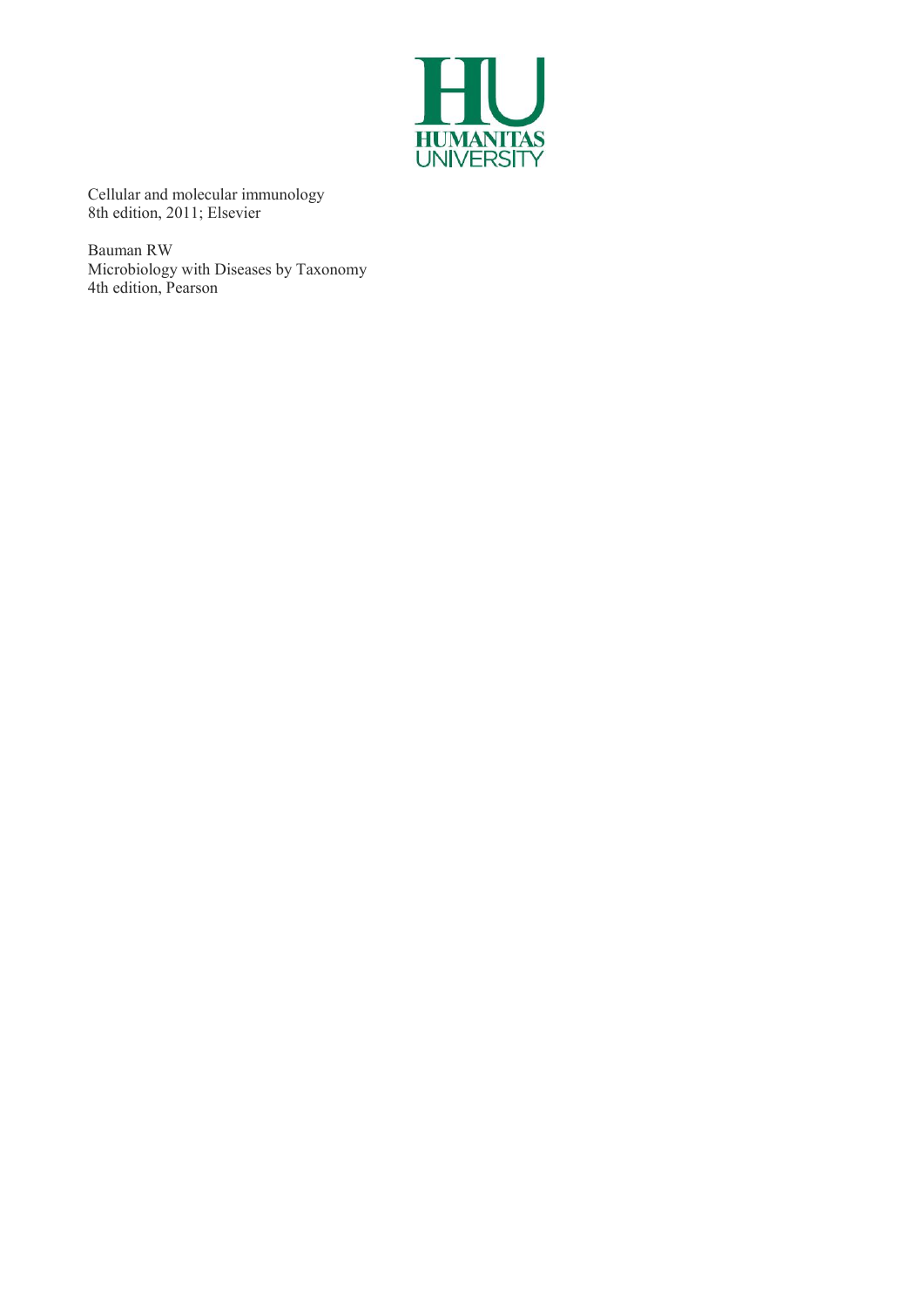Cellular and molecular immunology
8th edition, 2011; Elsevier

Bauman RW
Microbiology with Diseases by Taxonomy
4th edition, Pearson